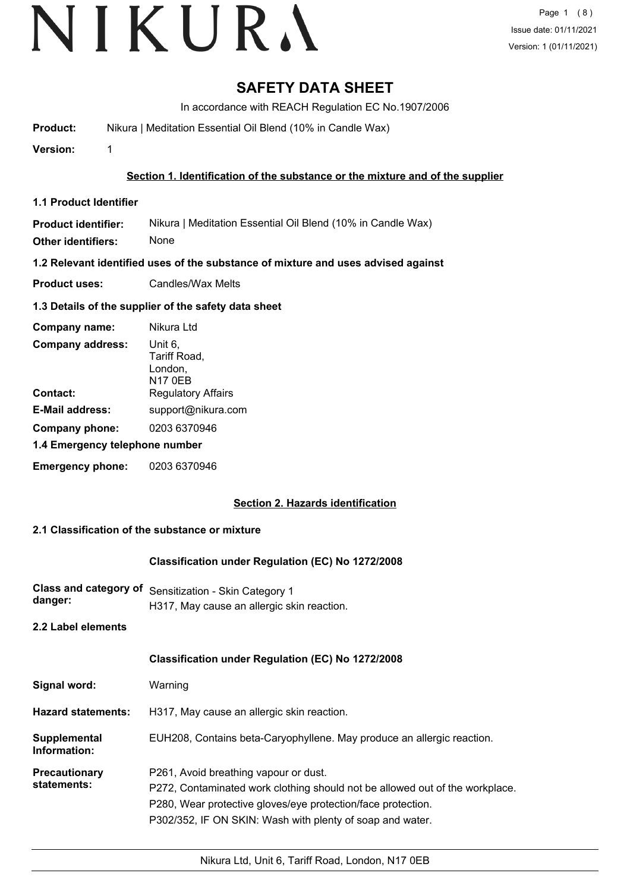# SAFETY DATA SHEET

In accordance with REACH Regulation EC No.1907/2006

**Product:** Nikura | Meditation Essential Oil Blend (10% in Candle Wax)

**Version:** 1

## Section 1. Identification of the substance or the mixture and of the supplier

### 1.1 Product Identifier

**Product identifier:** Nikura | Meditation Essential Oil Blend (10% in Candle Wax)

**Other identifiers:** None

### 1.2 Relevant identified uses of the substance of mixture and uses advised against

**Product uses:** Candles/Wax Melts

### 1.3 Details of the supplier of the safety data sheet

**Company name:** Nikura Ltd

**Company address:** Unit 6,
Tariff Road,
London,
N17 0EB

**Contact:** Regulatory Affairs

**E-Mail address:** support@nikura.com

**Company phone:** 0203 6370946

### 1.4 Emergency telephone number

**Emergency phone:** 0203 6370946

## Section 2. Hazards identification

### 2.1 Classification of the substance or mixture

**Classification under Regulation (EC) No 1272/2008**

**Class and category of danger:** Sensitization - Skin Category 1
H317, May cause an allergic skin reaction.

### 2.2 Label elements

**Classification under Regulation (EC) No 1272/2008**

**Signal word:** Warning

**Hazard statements:** H317, May cause an allergic skin reaction.

**Supplemental Information:** EUH208, Contains beta-Caryophyllene. May produce an allergic reaction.

**Precautionary statements:**
P261, Avoid breathing vapour or dust.
P272, Contaminated work clothing should not be allowed out of the workplace.
P280, Wear protective gloves/eye protection/face protection.
P302/352, IF ON SKIN: Wash with plenty of soap and water.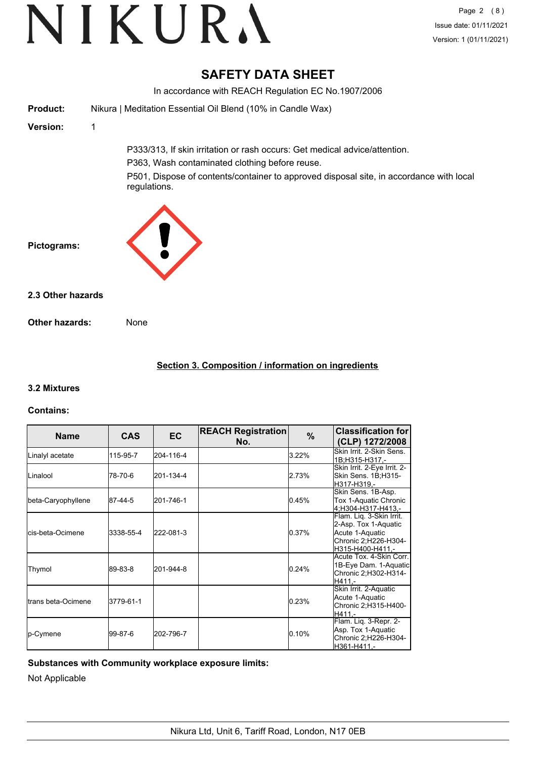# SAFETY DATA SHEET

In accordance with REACH Regulation EC No.1907/2006

**Product:** Nikura | Meditation Essential Oil Blend (10% in Candle Wax)

**Version:** 1

P333/313, If skin irritation or rash occurs: Get medical advice/attention.

P363, Wash contaminated clothing before reuse.

P501, Dispose of contents/container to approved disposal site, in accordance with local regulations.

**Pictograms:**

### 2.3 Other hazards

**Other hazards:** None

## Section 3. Composition / information on ingredients

### 3.2 Mixtures

**Contains:**

| Name | CAS | EC | REACH Registration No. | % | Classification for (CLP) 1272/2008 |
|---|---|---|---|---|---|
| Linalyl acetate | 115-95-7 | 204-116-4 | | 3.22% | Skin Irrit. 2-Skin Sens. 1B;H315-H317,- |
| Linalool | 78-70-6 | 201-134-4 | | 2.73% | Skin Irrit. 2-Eye Irrit. 2-Skin Sens. 1B;H315-H317-H319,- |
| beta-Caryophyllene | 87-44-5 | 201-746-1 | | 0.45% | Skin Sens. 1B-Asp. Tox 1-Aquatic Chronic 4;H304-H317-H413,- |
| cis-beta-Ocimene | 3338-55-4 | 222-081-3 | | 0.37% | Flam. Liq. 3-Skin Irrit. 2-Asp. Tox 1-Aquatic Acute 1-Aquatic Chronic 2;H226-H304-H315-H400-H411,- |
| Thymol | 89-83-8 | 201-944-8 | | 0.24% | Acute Tox. 4-Skin Corr. 1B-Eye Dam. 1-Aquatic Chronic 2;H302-H314-H411,- |
| trans beta-Ocimene | 3779-61-1 | | | 0.23% | Skin Irrit. 2-Aquatic Acute 1-Aquatic Chronic 2;H315-H400-H411,- |
| p-Cymene | 99-87-6 | 202-796-7 | | 0.10% | Flam. Liq. 3-Repr. 2-Asp. Tox 1-Aquatic Chronic 2;H226-H304-H361-H411,- |

**Substances with Community workplace exposure limits:**

Not Applicable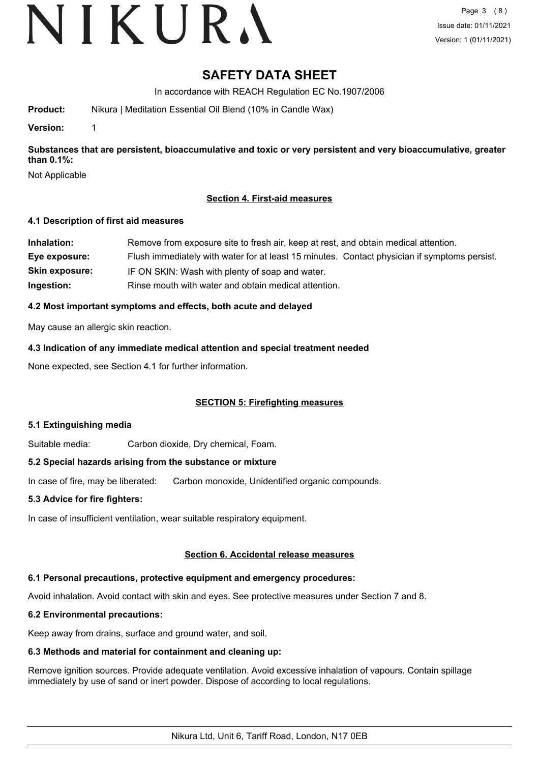# SAFETY DATA SHEET

In accordance with REACH Regulation EC No.1907/2006

**Product:** Nikura | Meditation Essential Oil Blend (10% in Candle Wax)

**Version:** 1

**Substances that are persistent, bioaccumulative and toxic or very persistent and very bioaccumulative, greater than 0.1%:**

Not Applicable

## Section 4. First-aid measures

### 4.1 Description of first aid measures

**Inhalation:** Remove from exposure site to fresh air, keep at rest, and obtain medical attention.

**Eye exposure:** Flush immediately with water for at least 15 minutes. Contact physician if symptoms persist.

**Skin exposure:** IF ON SKIN: Wash with plenty of soap and water.

**Ingestion:** Rinse mouth with water and obtain medical attention.

### 4.2 Most important symptoms and effects, both acute and delayed

May cause an allergic skin reaction.

### 4.3 Indication of any immediate medical attention and special treatment needed

None expected, see Section 4.1 for further information.

## SECTION 5: Firefighting measures

### 5.1 Extinguishing media

Suitable media: Carbon dioxide, Dry chemical, Foam.

### 5.2 Special hazards arising from the substance or mixture

In case of fire, may be liberated: Carbon monoxide, Unidentified organic compounds.

### 5.3 Advice for fire fighters:

In case of insufficient ventilation, wear suitable respiratory equipment.

## Section 6. Accidental release measures

### 6.1 Personal precautions, protective equipment and emergency procedures:

Avoid inhalation. Avoid contact with skin and eyes. See protective measures under Section 7 and 8.

### 6.2 Environmental precautions:

Keep away from drains, surface and ground water, and soil.

### 6.3 Methods and material for containment and cleaning up:

Remove ignition sources. Provide adequate ventilation. Avoid excessive inhalation of vapours. Contain spillage immediately by use of sand or inert powder. Dispose of according to local regulations.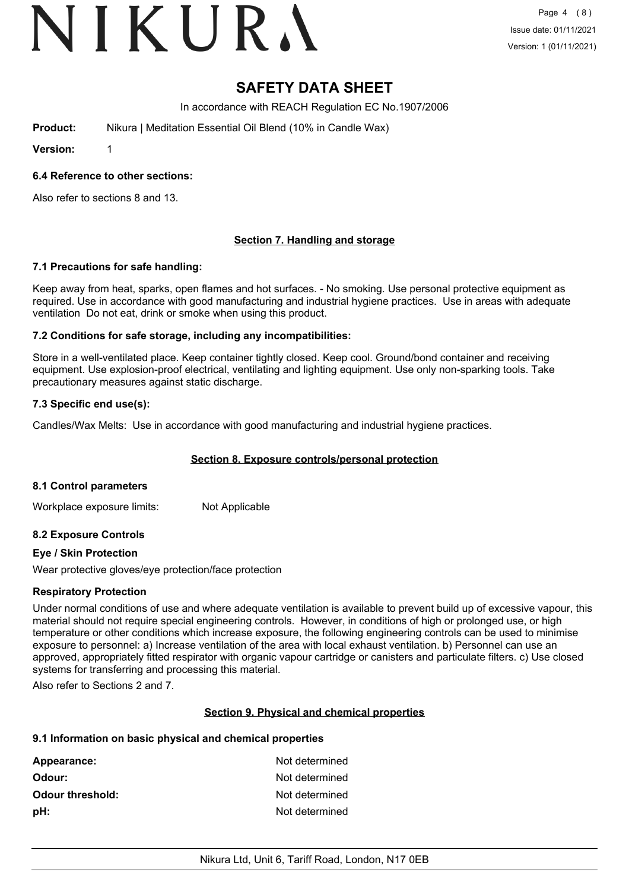# SAFETY DATA SHEET

In accordance with REACH Regulation EC No.1907/2006

**Product:** Nikura | Meditation Essential Oil Blend (10% in Candle Wax)

**Version:** 1

### 6.4 Reference to other sections:

Also refer to sections 8 and 13.

## Section 7. Handling and storage

### 7.1 Precautions for safe handling:

Keep away from heat, sparks, open flames and hot surfaces. - No smoking. Use personal protective equipment as required. Use in accordance with good manufacturing and industrial hygiene practices. Use in areas with adequate ventilation Do not eat, drink or smoke when using this product.

### 7.2 Conditions for safe storage, including any incompatibilities:

Store in a well-ventilated place. Keep container tightly closed. Keep cool. Ground/bond container and receiving equipment. Use explosion-proof electrical, ventilating and lighting equipment. Use only non-sparking tools. Take precautionary measures against static discharge.

### 7.3 Specific end use(s):

Candles/Wax Melts: Use in accordance with good manufacturing and industrial hygiene practices.

## Section 8. Exposure controls/personal protection

### 8.1 Control parameters

Workplace exposure limits: Not Applicable

### 8.2 Exposure Controls

**Eye / Skin Protection**

Wear protective gloves/eye protection/face protection

**Respiratory Protection**

Under normal conditions of use and where adequate ventilation is available to prevent build up of excessive vapour, this material should not require special engineering controls. However, in conditions of high or prolonged use, or high temperature or other conditions which increase exposure, the following engineering controls can be used to minimise exposure to personnel: a) Increase ventilation of the area with local exhaust ventilation. b) Personnel can use an approved, appropriately fitted respirator with organic vapour cartridge or canisters and particulate filters. c) Use closed systems for transferring and processing this material.

Also refer to Sections 2 and 7.

## Section 9. Physical and chemical properties

### 9.1 Information on basic physical and chemical properties

| | |
|---|---|
| **Appearance:** | Not determined |
| **Odour:** | Not determined |
| **Odour threshold:** | Not determined |
| **pH:** | Not determined |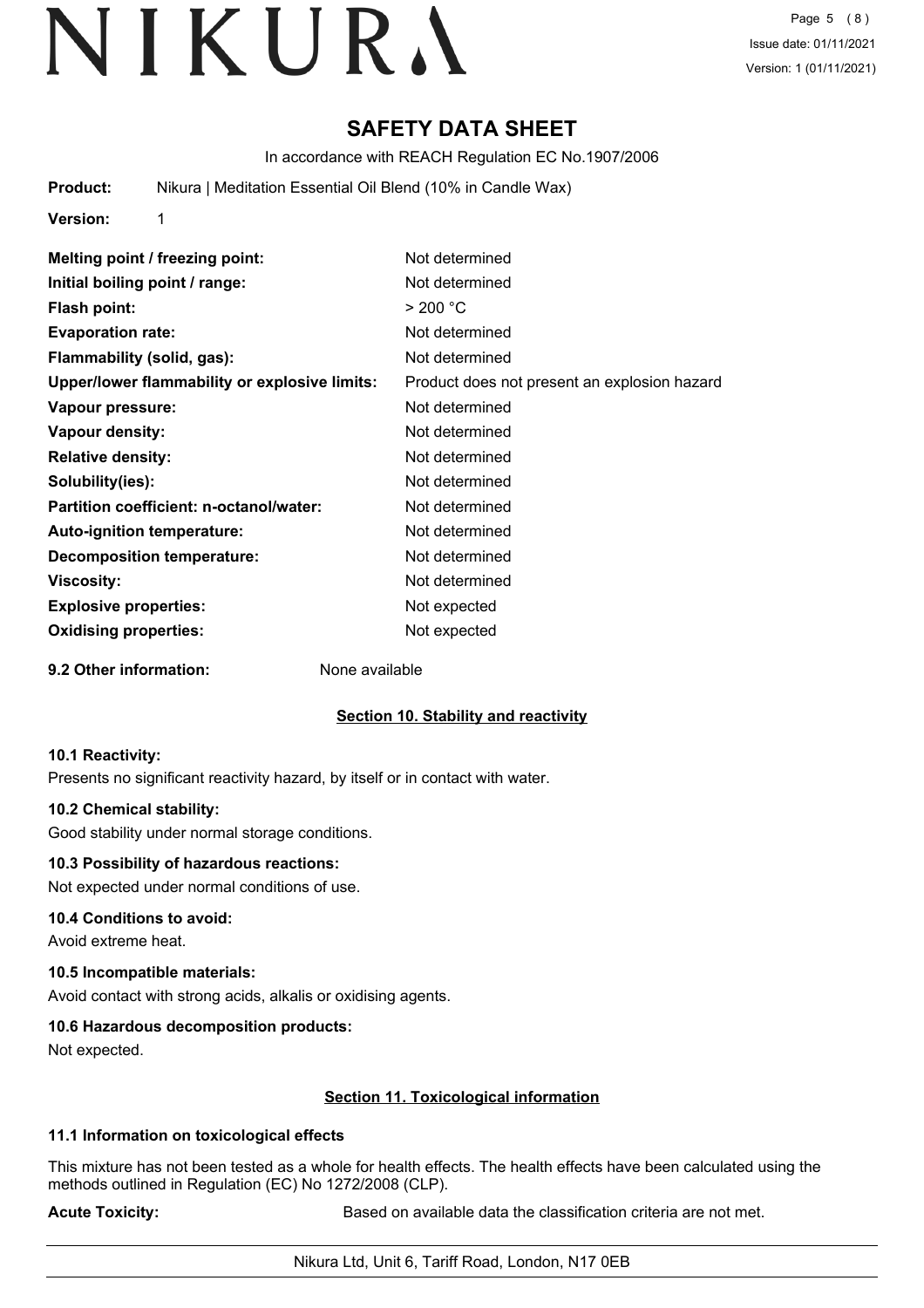# SAFETY DATA SHEET

In accordance with REACH Regulation EC No.1907/2006

**Product:** Nikura | Meditation Essential Oil Blend (10% in Candle Wax)

**Version:** 1

| | |
|---|---|
| **Melting point / freezing point:** | Not determined |
| **Initial boiling point / range:** | Not determined |
| **Flash point:** | > 200 °C |
| **Evaporation rate:** | Not determined |
| **Flammability (solid, gas):** | Not determined |
| **Upper/lower flammability or explosive limits:** | Product does not present an explosion hazard |
| **Vapour pressure:** | Not determined |
| **Vapour density:** | Not determined |
| **Relative density:** | Not determined |
| **Solubility(ies):** | Not determined |
| **Partition coefficient: n-octanol/water:** | Not determined |
| **Auto-ignition temperature:** | Not determined |
| **Decomposition temperature:** | Not determined |
| **Viscosity:** | Not determined |
| **Explosive properties:** | Not expected |
| **Oxidising properties:** | Not expected |

**9.2 Other information:** None available

## Section 10. Stability and reactivity

**10.1 Reactivity:**

Presents no significant reactivity hazard, by itself or in contact with water.

**10.2 Chemical stability:**

Good stability under normal storage conditions.

**10.3 Possibility of hazardous reactions:**

Not expected under normal conditions of use.

**10.4 Conditions to avoid:**

Avoid extreme heat.

**10.5 Incompatible materials:**

Avoid contact with strong acids, alkalis or oxidising agents.

**10.6 Hazardous decomposition products:**

Not expected.

## Section 11. Toxicological information

**11.1 Information on toxicological effects**

This mixture has not been tested as a whole for health effects. The health effects have been calculated using the methods outlined in Regulation (EC) No 1272/2008 (CLP).

**Acute Toxicity:** Based on available data the classification criteria are not met.

Nikura Ltd, Unit 6, Tariff Road, London, N17 0EB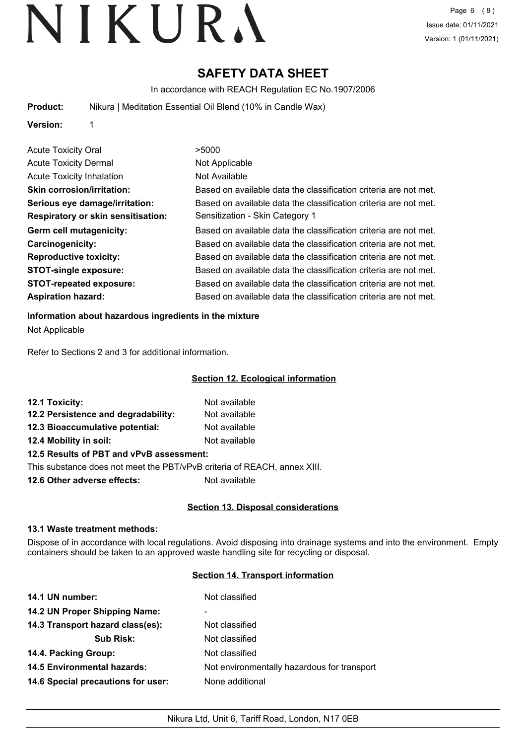# SAFETY DATA SHEET

In accordance with REACH Regulation EC No.1907/2006

**Product:** Nikura | Meditation Essential Oil Blend (10% in Candle Wax)

**Version:** 1

| | |
|---|---|
| Acute Toxicity Oral | >5000 |
| Acute Toxicity Dermal | Not Applicable |
| Acute Toxicity Inhalation | Not Available |
| **Skin corrosion/irritation:** | Based on available data the classification criteria are not met. |
| **Serious eye damage/irritation:** | Based on available data the classification criteria are not met. |
| **Respiratory or skin sensitisation:** | Sensitization - Skin Category 1 |
| **Germ cell mutagenicity:** | Based on available data the classification criteria are not met. |
| **Carcinogenicity:** | Based on available data the classification criteria are not met. |
| **Reproductive toxicity:** | Based on available data the classification criteria are not met. |
| **STOT-single exposure:** | Based on available data the classification criteria are not met. |
| **STOT-repeated exposure:** | Based on available data the classification criteria are not met. |
| **Aspiration hazard:** | Based on available data the classification criteria are not met. |

**Information about hazardous ingredients in the mixture**

Not Applicable

Refer to Sections 2 and 3 for additional information.

## Section 12. Ecological information

| | |
|---|---|
| **12.1 Toxicity:** | Not available |
| **12.2 Persistence and degradability:** | Not available |
| **12.3 Bioaccumulative potential:** | Not available |
| **12.4 Mobility in soil:** | Not available |

**12.5 Results of PBT and vPvB assessment:**

This substance does not meet the PBT/vPvB criteria of REACH, annex XIII.

**12.6 Other adverse effects:** Not available

## Section 13. Disposal considerations

**13.1 Waste treatment methods:**

Dispose of in accordance with local regulations. Avoid disposing into drainage systems and into the environment. Empty containers should be taken to an approved waste handling site for recycling or disposal.

## Section 14. Transport information

| | |
|---|---|
| **14.1 UN number:** | Not classified |
| **14.2 UN Proper Shipping Name:** | - |
| **14.3 Transport hazard class(es):** | Not classified |
| **Sub Risk:** | Not classified |
| **14.4. Packing Group:** | Not classified |
| **14.5 Environmental hazards:** | Not environmentally hazardous for transport |
| **14.6 Special precautions for user:** | None additional |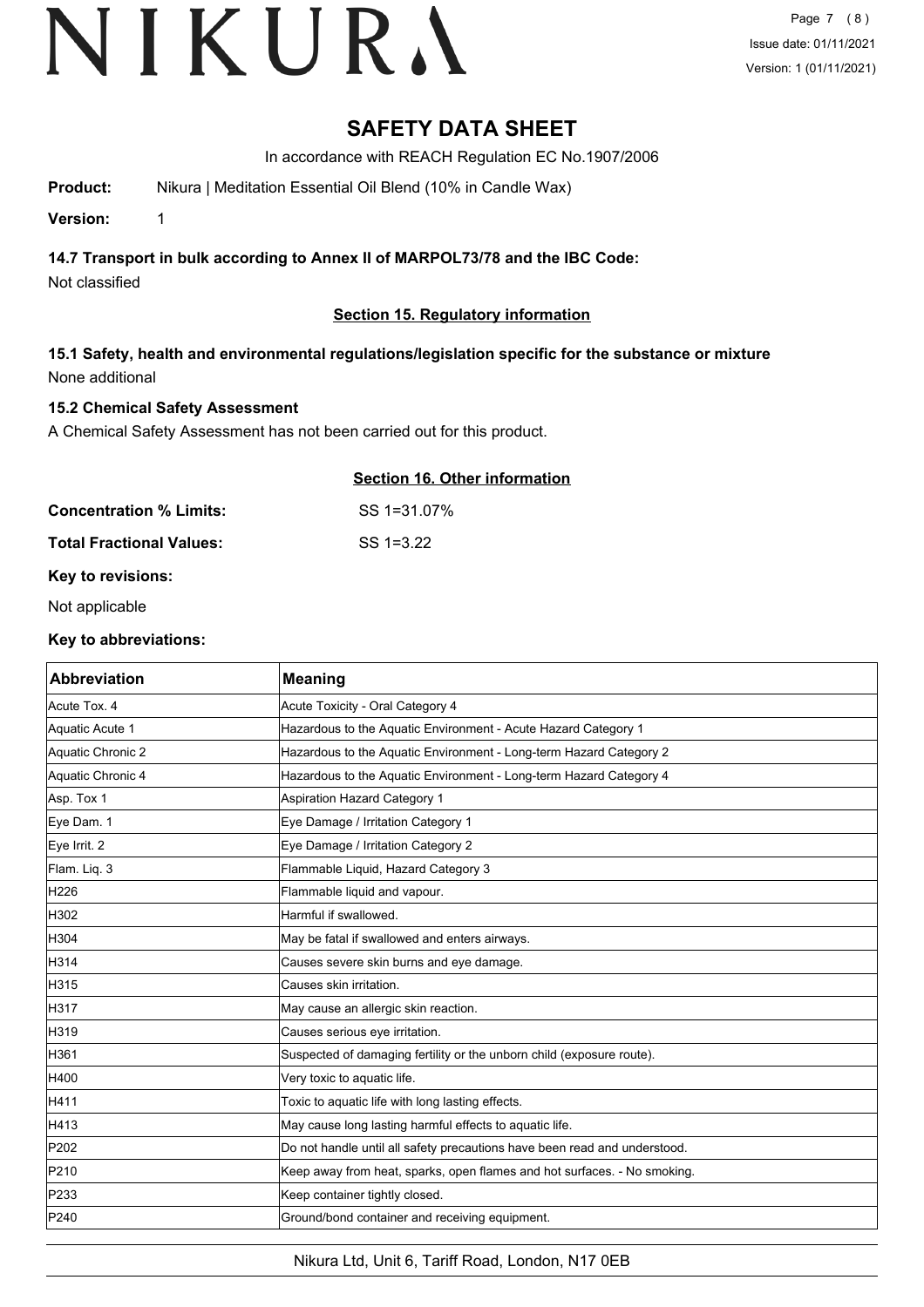# SAFETY DATA SHEET

In accordance with REACH Regulation EC No.1907/2006

**Product:** Nikura | Meditation Essential Oil Blend (10% in Candle Wax)

**Version:** 1

### 14.7 Transport in bulk according to Annex II of MARPOL73/78 and the IBC Code:

Not classified

## Section 15. Regulatory information

### 15.1 Safety, health and environmental regulations/legislation specific for the substance or mixture

None additional

### 15.2 Chemical Safety Assessment

A Chemical Safety Assessment has not been carried out for this product.

## Section 16. Other information

**Concentration % Limits:** SS 1=31.07%

**Total Fractional Values:** SS 1=3.22

**Key to revisions:**

Not applicable

**Key to abbreviations:**

| Abbreviation | Meaning |
|---|---|
| Acute Tox. 4 | Acute Toxicity - Oral Category 4 |
| Aquatic Acute 1 | Hazardous to the Aquatic Environment - Acute Hazard Category 1 |
| Aquatic Chronic 2 | Hazardous to the Aquatic Environment - Long-term Hazard Category 2 |
| Aquatic Chronic 4 | Hazardous to the Aquatic Environment - Long-term Hazard Category 4 |
| Asp. Tox 1 | Aspiration Hazard Category 1 |
| Eye Dam. 1 | Eye Damage / Irritation Category 1 |
| Eye Irrit. 2 | Eye Damage / Irritation Category 2 |
| Flam. Liq. 3 | Flammable Liquid, Hazard Category 3 |
| H226 | Flammable liquid and vapour. |
| H302 | Harmful if swallowed. |
| H304 | May be fatal if swallowed and enters airways. |
| H314 | Causes severe skin burns and eye damage. |
| H315 | Causes skin irritation. |
| H317 | May cause an allergic skin reaction. |
| H319 | Causes serious eye irritation. |
| H361 | Suspected of damaging fertility or the unborn child (exposure route). |
| H400 | Very toxic to aquatic life. |
| H411 | Toxic to aquatic life with long lasting effects. |
| H413 | May cause long lasting harmful effects to aquatic life. |
| P202 | Do not handle until all safety precautions have been read and understood. |
| P210 | Keep away from heat, sparks, open flames and hot surfaces. - No smoking. |
| P233 | Keep container tightly closed. |
| P240 | Ground/bond container and receiving equipment. |

Nikura Ltd, Unit 6, Tariff Road, London, N17 0EB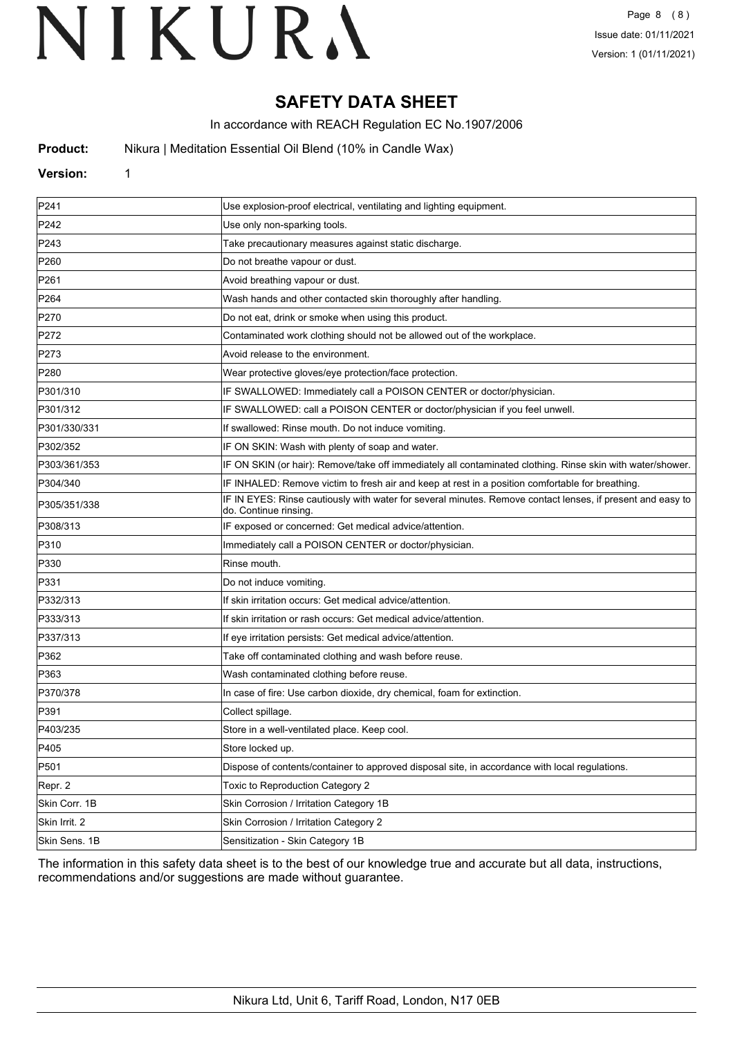# SAFETY DATA SHEET

In accordance with REACH Regulation EC No.1907/2006

**Product:** Nikura | Meditation Essential Oil Blend (10% in Candle Wax)

**Version:** 1

| | |
|---|---|
| P241 | Use explosion-proof electrical, ventilating and lighting equipment. |
| P242 | Use only non-sparking tools. |
| P243 | Take precautionary measures against static discharge. |
| P260 | Do not breathe vapour or dust. |
| P261 | Avoid breathing vapour or dust. |
| P264 | Wash hands and other contacted skin thoroughly after handling. |
| P270 | Do not eat, drink or smoke when using this product. |
| P272 | Contaminated work clothing should not be allowed out of the workplace. |
| P273 | Avoid release to the environment. |
| P280 | Wear protective gloves/eye protection/face protection. |
| P301/310 | IF SWALLOWED: Immediately call a POISON CENTER or doctor/physician. |
| P301/312 | IF SWALLOWED: call a POISON CENTER or doctor/physician if you feel unwell. |
| P301/330/331 | If swallowed: Rinse mouth. Do not induce vomiting. |
| P302/352 | IF ON SKIN: Wash with plenty of soap and water. |
| P303/361/353 | IF ON SKIN (or hair): Remove/take off immediately all contaminated clothing. Rinse skin with water/shower. |
| P304/340 | IF INHALED: Remove victim to fresh air and keep at rest in a position comfortable for breathing. |
| P305/351/338 | IF IN EYES: Rinse cautiously with water for several minutes. Remove contact lenses, if present and easy to do. Continue rinsing. |
| P308/313 | IF exposed or concerned: Get medical advice/attention. |
| P310 | Immediately call a POISON CENTER or doctor/physician. |
| P330 | Rinse mouth. |
| P331 | Do not induce vomiting. |
| P332/313 | If skin irritation occurs: Get medical advice/attention. |
| P333/313 | If skin irritation or rash occurs: Get medical advice/attention. |
| P337/313 | If eye irritation persists: Get medical advice/attention. |
| P362 | Take off contaminated clothing and wash before reuse. |
| P363 | Wash contaminated clothing before reuse. |
| P370/378 | In case of fire: Use carbon dioxide, dry chemical, foam for extinction. |
| P391 | Collect spillage. |
| P403/235 | Store in a well-ventilated place. Keep cool. |
| P405 | Store locked up. |
| P501 | Dispose of contents/container to approved disposal site, in accordance with local regulations. |
| Repr. 2 | Toxic to Reproduction Category 2 |
| Skin Corr. 1B | Skin Corrosion / Irritation Category 1B |
| Skin Irrit. 2 | Skin Corrosion / Irritation Category 2 |
| Skin Sens. 1B | Sensitization - Skin Category 1B |

The information in this safety data sheet is to the best of our knowledge true and accurate but all data, instructions, recommendations and/or suggestions are made without guarantee.

Nikura Ltd, Unit 6, Tariff Road, London, N17 0EB